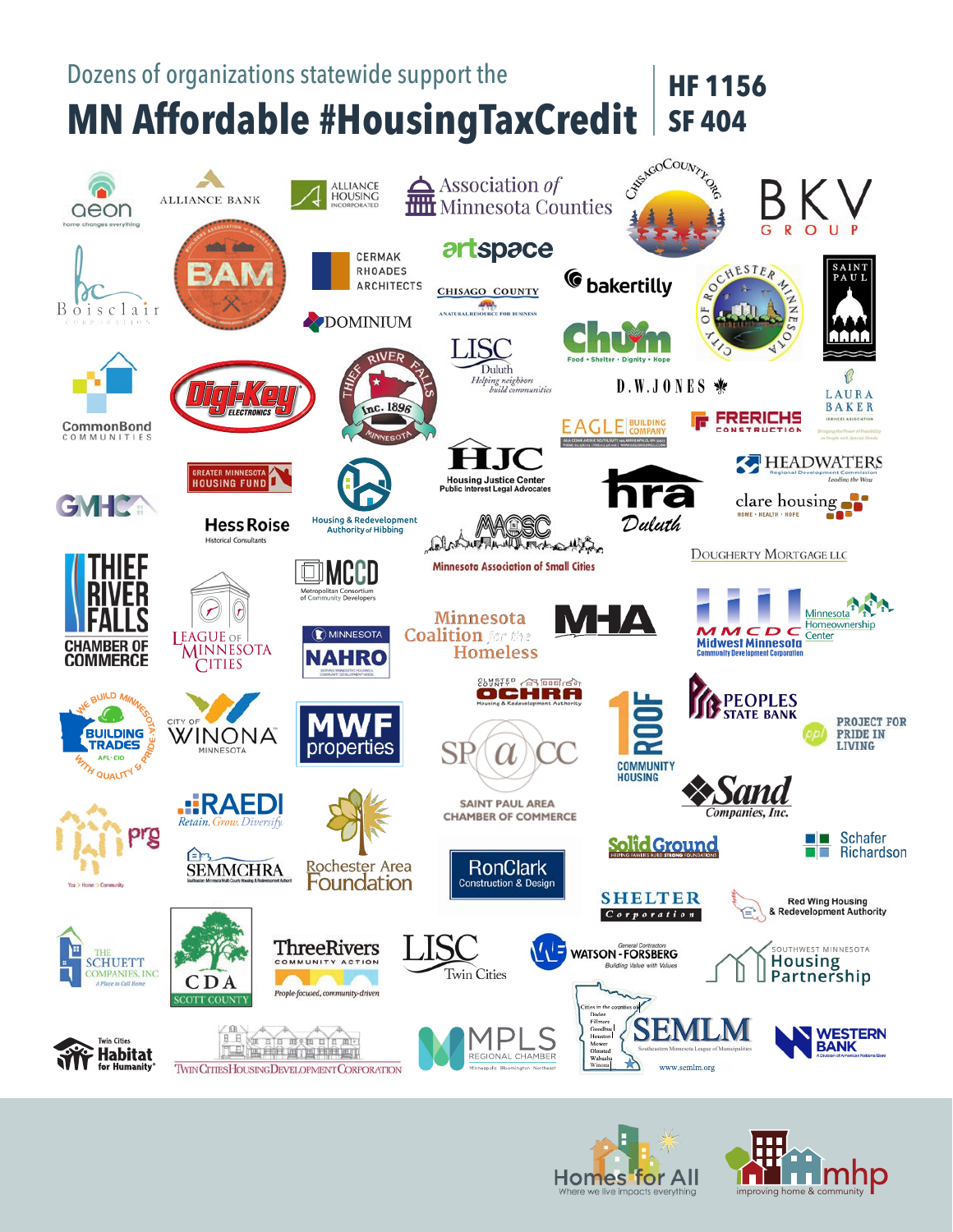Dozens of organizations statewide support the

# MN Affordable #HousingTaxCredit

**HF 1156**
**SF 404**

- aeon — home changes everything
- Alliance Bank
- Alliance Housing Incorporated
- Association of Minnesota Counties
- ChisagoCounty.org
- BKV Group
- Boisclair Corporation
- BAM — Builders Association of Minnesota
- Cermak Rhoades Architects
- artspace
- Chisago County — Natural Resource for Business
- bakertilly
- City of Rochester Minnesota
- Saint Paul
- Dominium
- LISC Duluth — Helping neighbors build communities
- Churn — Food • Shelter • Dignity • Hope
- CommonBond Communities
- Digi-Key Electronics
- Thief River Falls — Inc. 1896 — Minnesota
- D.W. Jones
- Laura Baker Services Association
- Eagle Building Company
- Frerichs Construction
- HJC — Housing Justice Center — Public Interest Legal Advocates
- Headwaters Regional Development Commission — Leading the Way
- Greater Minnesota Housing Fund
- GMHC
- Hess Roise — Historical Consultants
- Housing & Redevelopment Authority of Hibbing
- MACSC — Minnesota Association of Small Cities
- hra Duluth
- clare housing — Home • Health • Hope
- Dougherty Mortgage LLC
- Thief River Falls Chamber of Commerce
- League of Minnesota Cities
- MCCD — Metropolitan Consortium of Community Developers
- Minnesota NAHRO
- Minnesota Coalition for the Homeless
- MHA
- MMCDC — Midwest Minnesota Community Development Corporation
- Minnesota Homeownership Center
- Building Trades — We Build Minnesota with Quality & Pride — AFL-CIO
- City of Winona Minnesota
- MWF properties
- Olmsted County OCHRA — Housing & Redevelopment Authority
- SPACC — Saint Paul Area Chamber of Commerce
- 1 Roof Community Housing
- Peoples State Bank
- Project for Pride in Living
- prg — You > Home > Community
- RAEDI — Retain. Grow. Diversify.
- SEMMCHRA
- Rochester Area Foundation
- RonClark Construction & Design
- Sand Companies, Inc.
- Solid Ground — Helping Families Build Strong Foundations
- Schafer Richardson
- Shelter Corporation
- Red Wing Housing & Redevelopment Authority
- The Schuett Companies, Inc — A Place to Call Home
- CDA Scott County
- Three Rivers Community Action — People-focused, community-driven
- LISC Twin Cities
- Watson-Forsberg — General Contractors — Building Value with Values
- Southwest Minnesota Housing Partnership
- Twin Cities Habitat for Humanity
- Twin Cities Housing Development Corporation
- MPLS Regional Chamber — Minneapolis · Bloomington · Northeast
- SEMLM — Southeastern Minnesota League of Municipalities — www.semlm.org
- Western Bank — A Division of American National Bank

Homes for All — Where we live impacts everything

mhp — improving home & community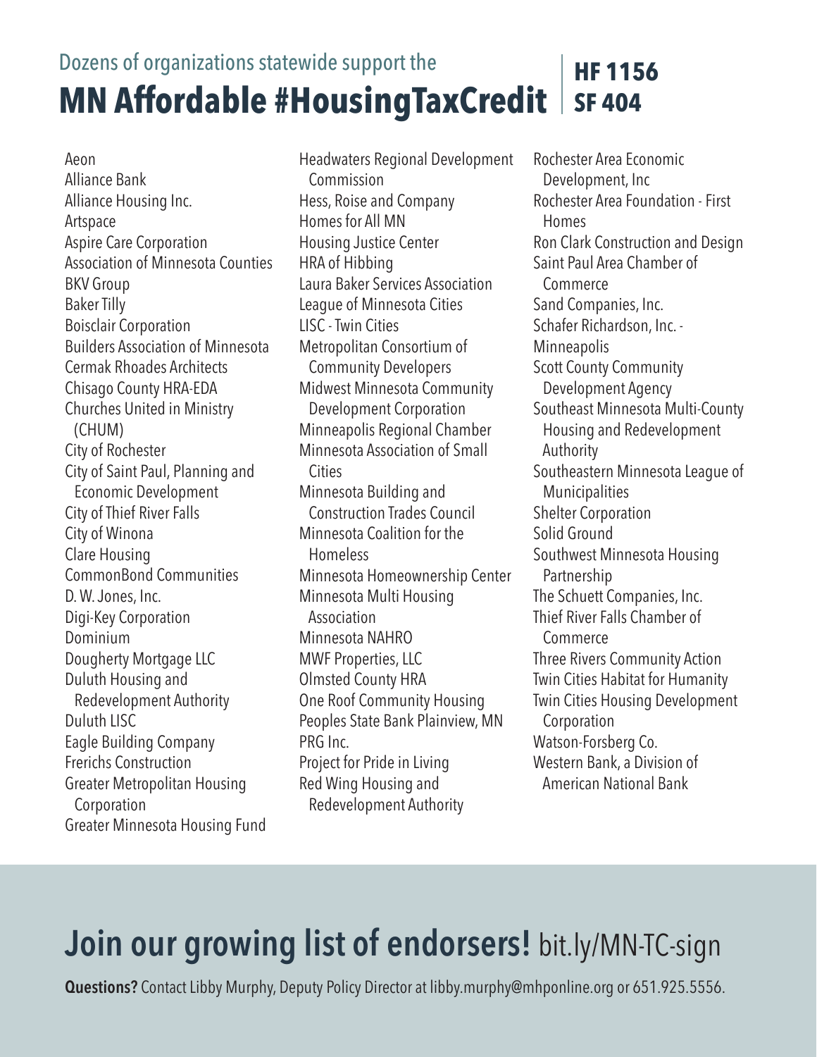Dozens of organizations statewide support the

# MN Affordable #HousingTaxCredit

**HF 1156**
**SF 404**

- Aeon
- Alliance Bank
- Alliance Housing Inc.
- Artspace
- Aspire Care Corporation
- Association of Minnesota Counties
- BKV Group
- Baker Tilly
- Boisclair Corporation
- Builders Association of Minnesota
- Cermak Rhoades Architects
- Chisago County HRA-EDA
- Churches United in Ministry (CHUM)
- City of Rochester
- City of Saint Paul, Planning and Economic Development
- City of Thief River Falls
- City of Winona
- Clare Housing
- CommonBond Communities
- D. W. Jones, Inc.
- Digi-Key Corporation
- Dominium
- Dougherty Mortgage LLC
- Duluth Housing and Redevelopment Authority
- Duluth LISC
- Eagle Building Company
- Frerichs Construction
- Greater Metropolitan Housing Corporation
- Greater Minnesota Housing Fund
- Headwaters Regional Development Commission
- Hess, Roise and Company
- Homes for All MN
- Housing Justice Center
- HRA of Hibbing
- Laura Baker Services Association
- League of Minnesota Cities
- LISC - Twin Cities
- Metropolitan Consortium of Community Developers
- Midwest Minnesota Community Development Corporation
- Minneapolis Regional Chamber
- Minnesota Association of Small Cities
- Minnesota Building and Construction Trades Council
- Minnesota Coalition for the Homeless
- Minnesota Homeownership Center
- Minnesota Multi Housing Association
- Minnesota NAHRO
- MWF Properties, LLC
- Olmsted County HRA
- One Roof Community Housing
- Peoples State Bank Plainview, MN
- PRG Inc.
- Project for Pride in Living
- Red Wing Housing and Redevelopment Authority
- Rochester Area Economic Development, Inc
- Rochester Area Foundation - First Homes
- Ron Clark Construction and Design
- Saint Paul Area Chamber of Commerce
- Sand Companies, Inc.
- Schafer Richardson, Inc. - Minneapolis
- Scott County Community Development Agency
- Southeast Minnesota Multi-County Housing and Redevelopment Authority
- Southeastern Minnesota League of Municipalities
- Shelter Corporation
- Solid Ground
- Southwest Minnesota Housing Partnership
- The Schuett Companies, Inc.
- Thief River Falls Chamber of Commerce
- Three Rivers Community Action
- Twin Cities Habitat for Humanity
- Twin Cities Housing Development Corporation
- Watson-Forsberg Co.
- Western Bank, a Division of American National Bank

## Join our growing list of endorsers! bit.ly/MN-TC-sign

**Questions?** Contact Libby Murphy, Deputy Policy Director at libby.murphy@mhponline.org or 651.925.5556.